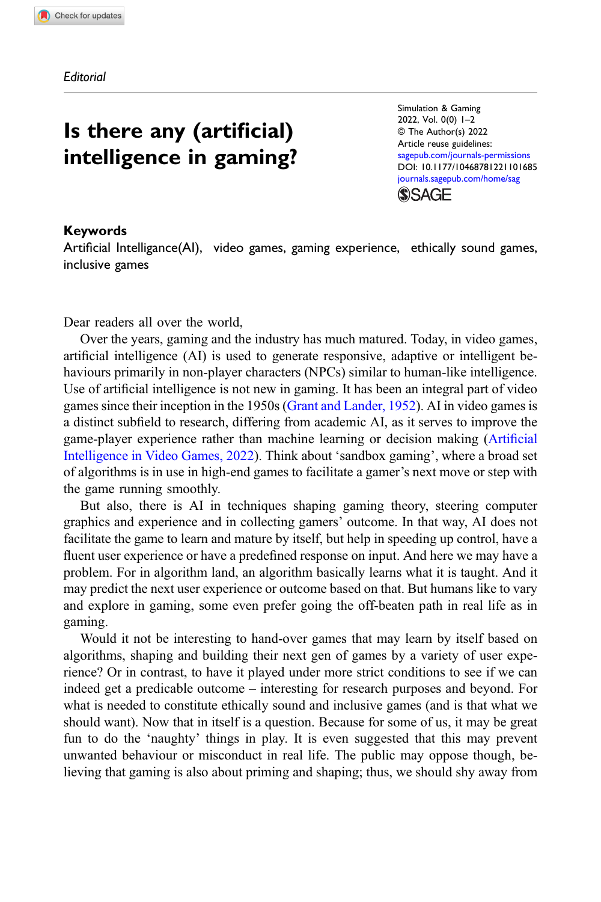*Editorial*

# Is there any (artificial) intelligence in gaming?

Simulation & Gaming
2022, Vol. 0(0) 1–2
© The Author(s) 2022
Article reuse guidelines:
sagepub.com/journals-permissions
DOI: 10.1177/10468781221101685
journals.sagepub.com/home/sag

**Keywords**

Artificial Intelligence(AI), video games, gaming experience, ethically sound games, inclusive games

Dear readers all over the world,

Over the years, gaming and the industry has much matured. Today, in video games, artificial intelligence (AI) is used to generate responsive, adaptive or intelligent behaviours primarily in non-player characters (NPCs) similar to human-like intelligence. Use of artificial intelligence is not new in gaming. It has been an integral part of video games since their inception in the 1950s (Grant and Lander, 1952). AI in video games is a distinct subfield to research, differing from academic AI, as it serves to improve the game-player experience rather than machine learning or decision making (Artificial Intelligence in Video Games, 2022). Think about 'sandbox gaming', where a broad set of algorithms is in use in high-end games to facilitate a gamer's next move or step with the game running smoothly.

But also, there is AI in techniques shaping gaming theory, steering computer graphics and experience and in collecting gamers' outcome. In that way, AI does not facilitate the game to learn and mature by itself, but help in speeding up control, have a fluent user experience or have a predefined response on input. And here we may have a problem. For in algorithm land, an algorithm basically learns what it is taught. And it may predict the next user experience or outcome based on that. But humans like to vary and explore in gaming, some even prefer going the off-beaten path in real life as in gaming.

Would it not be interesting to hand-over games that may learn by itself based on algorithms, shaping and building their next gen of games by a variety of user experience? Or in contrast, to have it played under more strict conditions to see if we can indeed get a predicable outcome – interesting for research purposes and beyond. For what is needed to constitute ethically sound and inclusive games (and is that what we should want). Now that in itself is a question. Because for some of us, it may be great fun to do the 'naughty' things in play. It is even suggested that this may prevent unwanted behaviour or misconduct in real life. The public may oppose though, believing that gaming is also about priming and shaping; thus, we should shy away from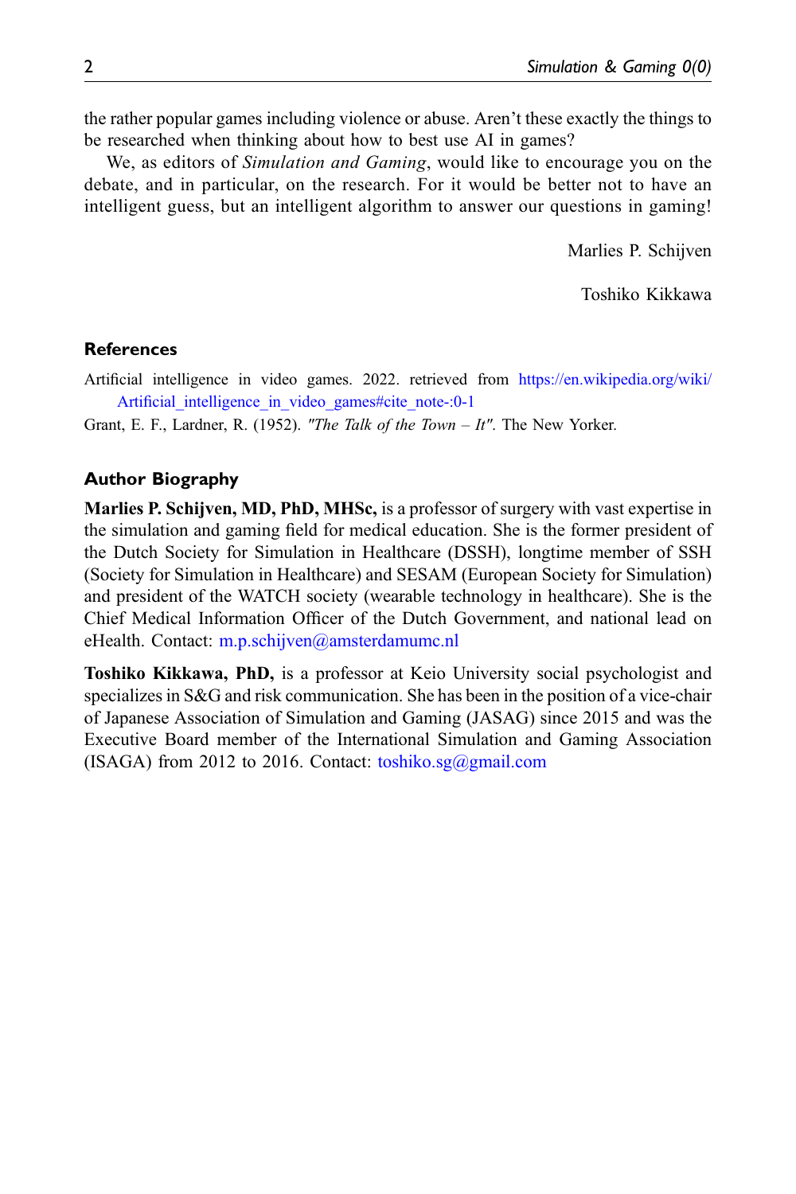the rather popular games including violence or abuse. Aren't these exactly the things to be researched when thinking about how to best use AI in games?

We, as editors of *Simulation and Gaming*, would like to encourage you on the debate, and in particular, on the research. For it would be better not to have an intelligent guess, but an intelligent algorithm to answer our questions in gaming!

Marlies P. Schijven

Toshiko Kikkawa

## References

Artificial intelligence in video games. 2022. retrieved from https://en.wikipedia.org/wiki/Artificial_intelligence_in_video_games#cite_note-:0-1

Grant, E. F., Lardner, R. (1952). *"The Talk of the Town – It"*. The New Yorker.

## Author Biography

**Marlies P. Schijven, MD, PhD, MHSc,** is a professor of surgery with vast expertise in the simulation and gaming field for medical education. She is the former president of the Dutch Society for Simulation in Healthcare (DSSH), longtime member of SSH (Society for Simulation in Healthcare) and SESAM (European Society for Simulation) and president of the WATCH society (wearable technology in healthcare). She is the Chief Medical Information Officer of the Dutch Government, and national lead on eHealth. Contact: m.p.schijven@amsterdamumc.nl

**Toshiko Kikkawa, PhD,** is a professor at Keio University social psychologist and specializes in S&G and risk communication. She has been in the position of a vice-chair of Japanese Association of Simulation and Gaming (JASAG) since 2015 and was the Executive Board member of the International Simulation and Gaming Association (ISAGA) from 2012 to 2016. Contact: toshiko.sg@gmail.com